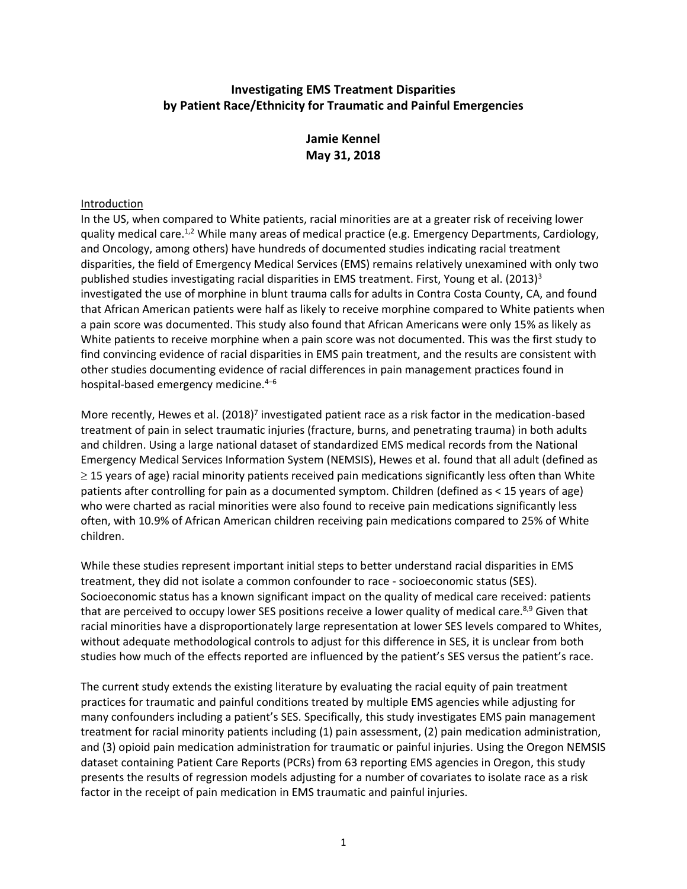# Investigating EMS Treatment Disparities by Patient Race/Ethnicity for Traumatic and Painful Emergencies

**Jamie Kennel**
**May 31, 2018**

## Introduction

In the US, when compared to White patients, racial minorities are at a greater risk of receiving lower quality medical care.[1,2] While many areas of medical practice (e.g. Emergency Departments, Cardiology, and Oncology, among others) have hundreds of documented studies indicating racial treatment disparities, the field of Emergency Medical Services (EMS) remains relatively unexamined with only two published studies investigating racial disparities in EMS treatment. First, Young et al. (2013)[3] investigated the use of morphine in blunt trauma calls for adults in Contra Costa County, CA, and found that African American patients were half as likely to receive morphine compared to White patients when a pain score was documented. This study also found that African Americans were only 15% as likely as White patients to receive morphine when a pain score was not documented. This was the first study to find convincing evidence of racial disparities in EMS pain treatment, and the results are consistent with other studies documenting evidence of racial differences in pain management practices found in hospital-based emergency medicine.[4–6]

More recently, Hewes et al. (2018)[7] investigated patient race as a risk factor in the medication-based treatment of pain in select traumatic injuries (fracture, burns, and penetrating trauma) in both adults and children. Using a large national dataset of standardized EMS medical records from the National Emergency Medical Services Information System (NEMSIS), Hewes et al. found that all adult (defined as $\geq$ 15 years of age) racial minority patients received pain medications significantly less often than White patients after controlling for pain as a documented symptom. Children (defined as < 15 years of age) who were charted as racial minorities were also found to receive pain medications significantly less often, with 10.9% of African American children receiving pain medications compared to 25% of White children.

While these studies represent important initial steps to better understand racial disparities in EMS treatment, they did not isolate a common confounder to race - socioeconomic status (SES). Socioeconomic status has a known significant impact on the quality of medical care received: patients that are perceived to occupy lower SES positions receive a lower quality of medical care.[8,9] Given that racial minorities have a disproportionately large representation at lower SES levels compared to Whites, without adequate methodological controls to adjust for this difference in SES, it is unclear from both studies how much of the effects reported are influenced by the patient's SES versus the patient's race.

The current study extends the existing literature by evaluating the racial equity of pain treatment practices for traumatic and painful conditions treated by multiple EMS agencies while adjusting for many confounders including a patient's SES. Specifically, this study investigates EMS pain management treatment for racial minority patients including (1) pain assessment, (2) pain medication administration, and (3) opioid pain medication administration for traumatic or painful injuries. Using the Oregon NEMSIS dataset containing Patient Care Reports (PCRs) from 63 reporting EMS agencies in Oregon, this study presents the results of regression models adjusting for a number of covariates to isolate race as a risk factor in the receipt of pain medication in EMS traumatic and painful injuries.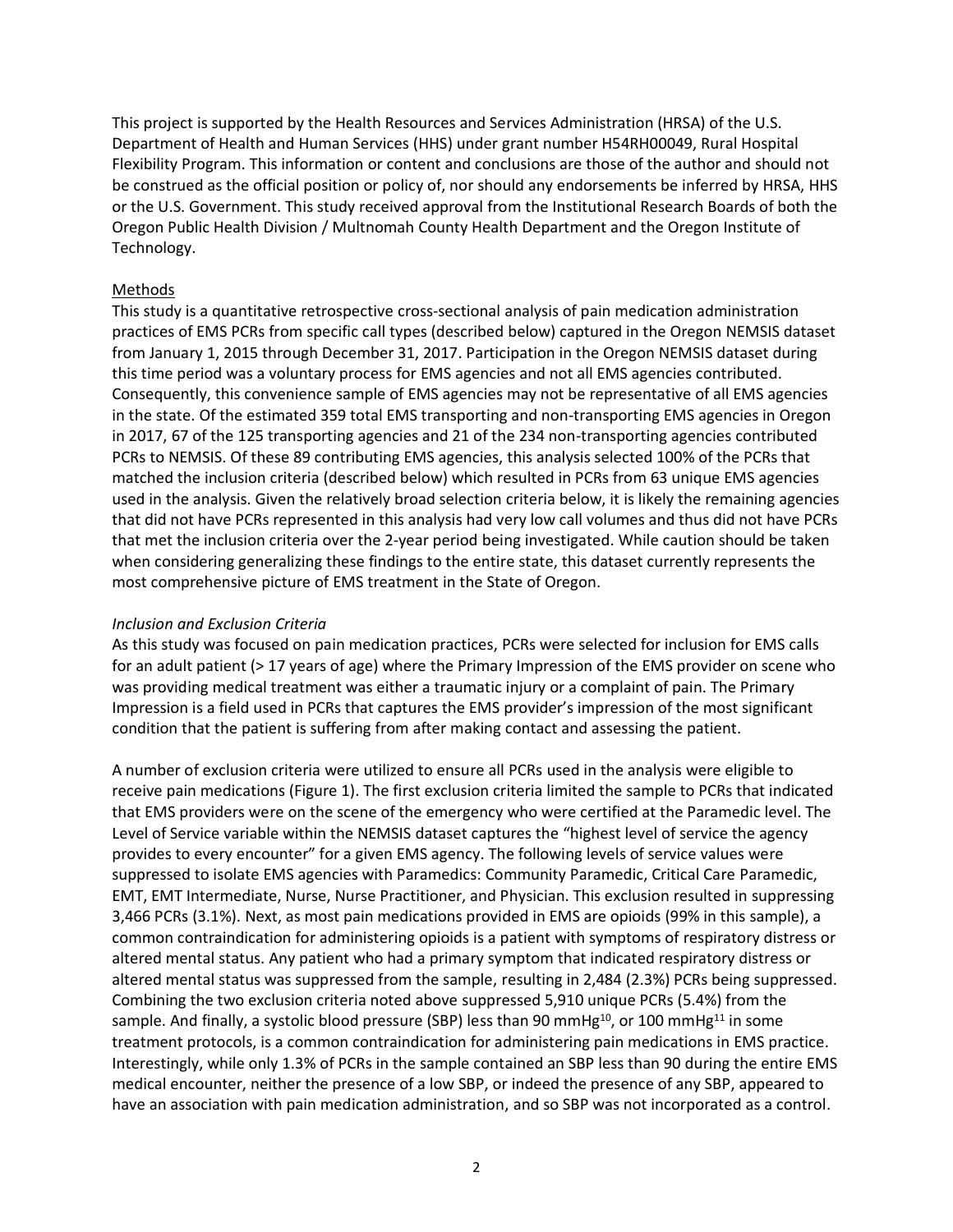This project is supported by the Health Resources and Services Administration (HRSA) of the U.S. Department of Health and Human Services (HHS) under grant number H54RH00049, Rural Hospital Flexibility Program. This information or content and conclusions are those of the author and should not be construed as the official position or policy of, nor should any endorsements be inferred by HRSA, HHS or the U.S. Government. This study received approval from the Institutional Research Boards of both the Oregon Public Health Division / Multnomah County Health Department and the Oregon Institute of Technology.

## Methods

This study is a quantitative retrospective cross-sectional analysis of pain medication administration practices of EMS PCRs from specific call types (described below) captured in the Oregon NEMSIS dataset from January 1, 2015 through December 31, 2017. Participation in the Oregon NEMSIS dataset during this time period was a voluntary process for EMS agencies and not all EMS agencies contributed. Consequently, this convenience sample of EMS agencies may not be representative of all EMS agencies in the state. Of the estimated 359 total EMS transporting and non-transporting EMS agencies in Oregon in 2017, 67 of the 125 transporting agencies and 21 of the 234 non-transporting agencies contributed PCRs to NEMSIS. Of these 89 contributing EMS agencies, this analysis selected 100% of the PCRs that matched the inclusion criteria (described below) which resulted in PCRs from 63 unique EMS agencies used in the analysis. Given the relatively broad selection criteria below, it is likely the remaining agencies that did not have PCRs represented in this analysis had very low call volumes and thus did not have PCRs that met the inclusion criteria over the 2-year period being investigated. While caution should be taken when considering generalizing these findings to the entire state, this dataset currently represents the most comprehensive picture of EMS treatment in the State of Oregon.

### *Inclusion and Exclusion Criteria*

As this study was focused on pain medication practices, PCRs were selected for inclusion for EMS calls for an adult patient (> 17 years of age) where the Primary Impression of the EMS provider on scene who was providing medical treatment was either a traumatic injury or a complaint of pain. The Primary Impression is a field used in PCRs that captures the EMS provider's impression of the most significant condition that the patient is suffering from after making contact and assessing the patient.

A number of exclusion criteria were utilized to ensure all PCRs used in the analysis were eligible to receive pain medications (Figure 1). The first exclusion criteria limited the sample to PCRs that indicated that EMS providers were on the scene of the emergency who were certified at the Paramedic level. The Level of Service variable within the NEMSIS dataset captures the "highest level of service the agency provides to every encounter" for a given EMS agency. The following levels of service values were suppressed to isolate EMS agencies with Paramedics: Community Paramedic, Critical Care Paramedic, EMT, EMT Intermediate, Nurse, Nurse Practitioner, and Physician. This exclusion resulted in suppressing 3,466 PCRs (3.1%). Next, as most pain medications provided in EMS are opioids (99% in this sample), a common contraindication for administering opioids is a patient with symptoms of respiratory distress or altered mental status. Any patient who had a primary symptom that indicated respiratory distress or altered mental status was suppressed from the sample, resulting in 2,484 (2.3%) PCRs being suppressed. Combining the two exclusion criteria noted above suppressed 5,910 unique PCRs (5.4%) from the sample. And finally, a systolic blood pressure (SBP) less than 90 mmHg[10], or 100 mmHg[11] in some treatment protocols, is a common contraindication for administering pain medications in EMS practice. Interestingly, while only 1.3% of PCRs in the sample contained an SBP less than 90 during the entire EMS medical encounter, neither the presence of a low SBP, or indeed the presence of any SBP, appeared to have an association with pain medication administration, and so SBP was not incorporated as a control.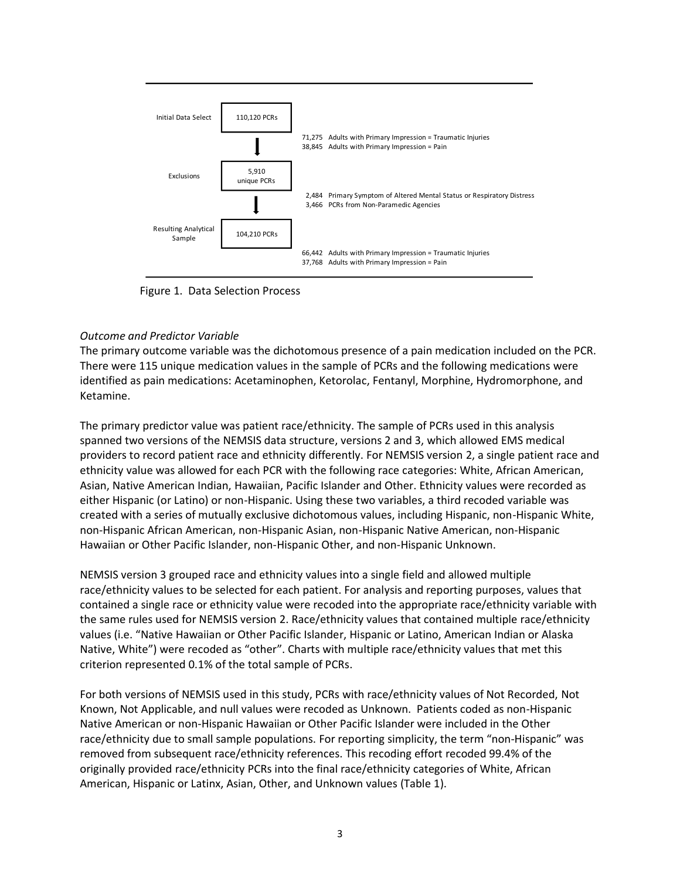| | | |
|---|---|---|
| Initial Data Select | 110,120 PCRs | 71,275 Adults with Primary Impression = Traumatic Injuries<br>38,845 Adults with Primary Impression = Pain |
| Exclusions | 5,910 unique PCRs | 2,484 Primary Symptom of Altered Mental Status or Respiratory Distress<br>3,466 PCRs from Non-Paramedic Agencies |
| Resulting Analytical Sample | 104,210 PCRs | 66,442 Adults with Primary Impression = Traumatic Injuries<br>37,768 Adults with Primary Impression = Pain |

Figure 1. Data Selection Process

*Outcome and Predictor Variable*

The primary outcome variable was the dichotomous presence of a pain medication included on the PCR. There were 115 unique medication values in the sample of PCRs and the following medications were identified as pain medications: Acetaminophen, Ketorolac, Fentanyl, Morphine, Hydromorphone, and Ketamine.

The primary predictor value was patient race/ethnicity. The sample of PCRs used in this analysis spanned two versions of the NEMSIS data structure, versions 2 and 3, which allowed EMS medical providers to record patient race and ethnicity differently. For NEMSIS version 2, a single patient race and ethnicity value was allowed for each PCR with the following race categories: White, African American, Asian, Native American Indian, Hawaiian, Pacific Islander and Other. Ethnicity values were recorded as either Hispanic (or Latino) or non-Hispanic. Using these two variables, a third recoded variable was created with a series of mutually exclusive dichotomous values, including Hispanic, non-Hispanic White, non-Hispanic African American, non-Hispanic Asian, non-Hispanic Native American, non-Hispanic Hawaiian or Other Pacific Islander, non-Hispanic Other, and non-Hispanic Unknown.

NEMSIS version 3 grouped race and ethnicity values into a single field and allowed multiple race/ethnicity values to be selected for each patient. For analysis and reporting purposes, values that contained a single race or ethnicity value were recoded into the appropriate race/ethnicity variable with the same rules used for NEMSIS version 2. Race/ethnicity values that contained multiple race/ethnicity values (i.e. "Native Hawaiian or Other Pacific Islander, Hispanic or Latino, American Indian or Alaska Native, White") were recoded as "other". Charts with multiple race/ethnicity values that met this criterion represented 0.1% of the total sample of PCRs.

For both versions of NEMSIS used in this study, PCRs with race/ethnicity values of Not Recorded, Not Known, Not Applicable, and null values were recoded as Unknown. Patients coded as non-Hispanic Native American or non-Hispanic Hawaiian or Other Pacific Islander were included in the Other race/ethnicity due to small sample populations. For reporting simplicity, the term "non-Hispanic" was removed from subsequent race/ethnicity references. This recoding effort recoded 99.4% of the originally provided race/ethnicity PCRs into the final race/ethnicity categories of White, African American, Hispanic or Latinx, Asian, Other, and Unknown values (Table 1).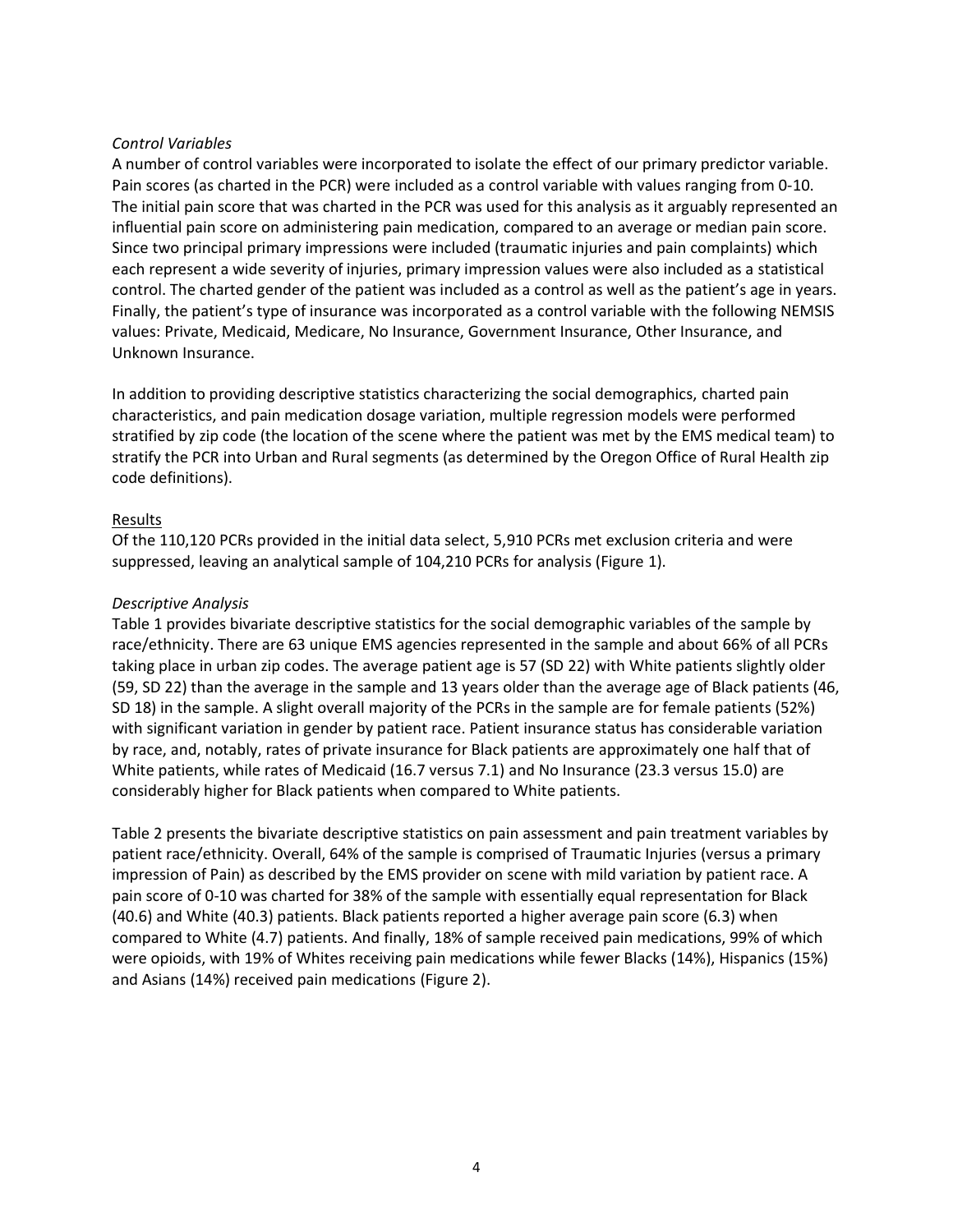*Control Variables*

A number of control variables were incorporated to isolate the effect of our primary predictor variable. Pain scores (as charted in the PCR) were included as a control variable with values ranging from 0-10. The initial pain score that was charted in the PCR was used for this analysis as it arguably represented an influential pain score on administering pain medication, compared to an average or median pain score. Since two principal primary impressions were included (traumatic injuries and pain complaints) which each represent a wide severity of injuries, primary impression values were also included as a statistical control. The charted gender of the patient was included as a control as well as the patient's age in years. Finally, the patient's type of insurance was incorporated as a control variable with the following NEMSIS values: Private, Medicaid, Medicare, No Insurance, Government Insurance, Other Insurance, and Unknown Insurance.

In addition to providing descriptive statistics characterizing the social demographics, charted pain characteristics, and pain medication dosage variation, multiple regression models were performed stratified by zip code (the location of the scene where the patient was met by the EMS medical team) to stratify the PCR into Urban and Rural segments (as determined by the Oregon Office of Rural Health zip code definitions).

## Results

Of the 110,120 PCRs provided in the initial data select, 5,910 PCRs met exclusion criteria and were suppressed, leaving an analytical sample of 104,210 PCRs for analysis (Figure 1).

*Descriptive Analysis*

Table 1 provides bivariate descriptive statistics for the social demographic variables of the sample by race/ethnicity. There are 63 unique EMS agencies represented in the sample and about 66% of all PCRs taking place in urban zip codes. The average patient age is 57 (SD 22) with White patients slightly older (59, SD 22) than the average in the sample and 13 years older than the average age of Black patients (46, SD 18) in the sample. A slight overall majority of the PCRs in the sample are for female patients (52%) with significant variation in gender by patient race. Patient insurance status has considerable variation by race, and, notably, rates of private insurance for Black patients are approximately one half that of White patients, while rates of Medicaid (16.7 versus 7.1) and No Insurance (23.3 versus 15.0) are considerably higher for Black patients when compared to White patients.

Table 2 presents the bivariate descriptive statistics on pain assessment and pain treatment variables by patient race/ethnicity. Overall, 64% of the sample is comprised of Traumatic Injuries (versus a primary impression of Pain) as described by the EMS provider on scene with mild variation by patient race. A pain score of 0-10 was charted for 38% of the sample with essentially equal representation for Black (40.6) and White (40.3) patients. Black patients reported a higher average pain score (6.3) when compared to White (4.7) patients. And finally, 18% of sample received pain medications, 99% of which were opioids, with 19% of Whites receiving pain medications while fewer Blacks (14%), Hispanics (15%) and Asians (14%) received pain medications (Figure 2).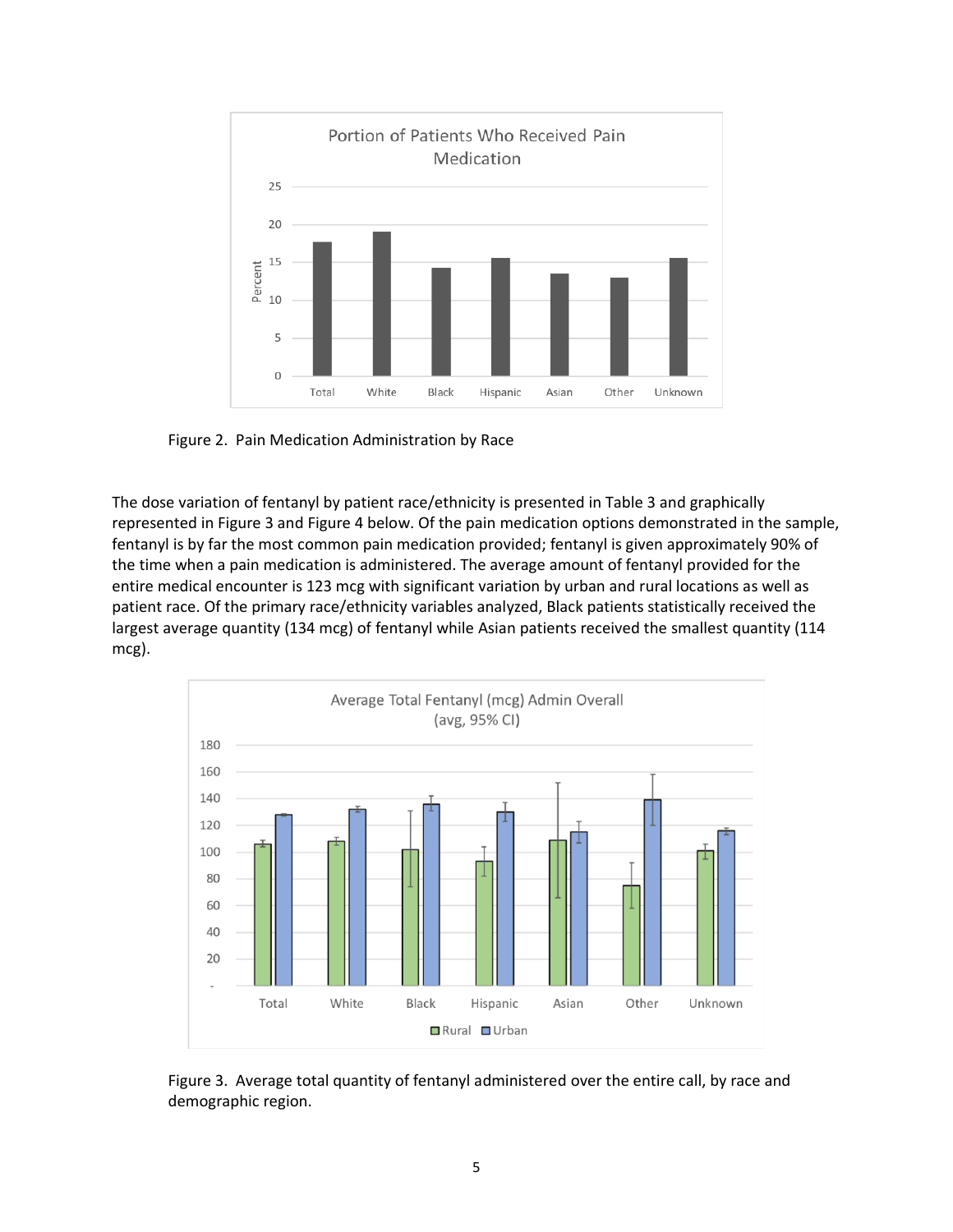Figure 2. Pain Medication Administration by Race

The dose variation of fentanyl by patient race/ethnicity is presented in Table 3 and graphically represented in Figure 3 and Figure 4 below. Of the pain medication options demonstrated in the sample, fentanyl is by far the most common pain medication provided; fentanyl is given approximately 90% of the time when a pain medication is administered. The average amount of fentanyl provided for the entire medical encounter is 123 mcg with significant variation by urban and rural locations as well as patient race. Of the primary race/ethnicity variables analyzed, Black patients statistically received the largest average quantity (134 mcg) of fentanyl while Asian patients received the smallest quantity (114 mcg).

Figure 3. Average total quantity of fentanyl administered over the entire call, by race and demographic region.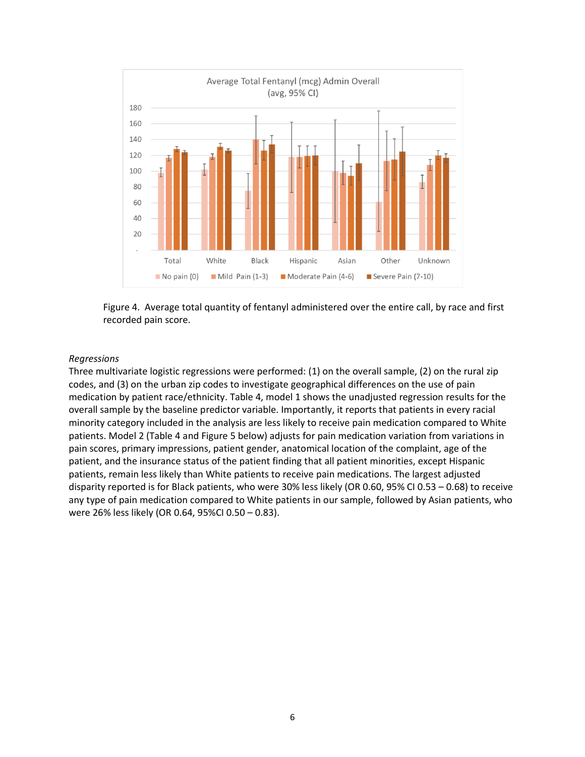Figure 4. Average total quantity of fentanyl administered over the entire call, by race and first recorded pain score.

*Regressions*

Three multivariate logistic regressions were performed: (1) on the overall sample, (2) on the rural zip codes, and (3) on the urban zip codes to investigate geographical differences on the use of pain medication by patient race/ethnicity. Table 4, model 1 shows the unadjusted regression results for the overall sample by the baseline predictor variable. Importantly, it reports that patients in every racial minority category included in the analysis are less likely to receive pain medication compared to White patients. Model 2 (Table 4 and Figure 5 below) adjusts for pain medication variation from variations in pain scores, primary impressions, patient gender, anatomical location of the complaint, age of the patient, and the insurance status of the patient finding that all patient minorities, except Hispanic patients, remain less likely than White patients to receive pain medications. The largest adjusted disparity reported is for Black patients, who were 30% less likely (OR 0.60, 95% CI 0.53 – 0.68) to receive any type of pain medication compared to White patients in our sample, followed by Asian patients, who were 26% less likely (OR 0.64, 95%CI 0.50 – 0.83).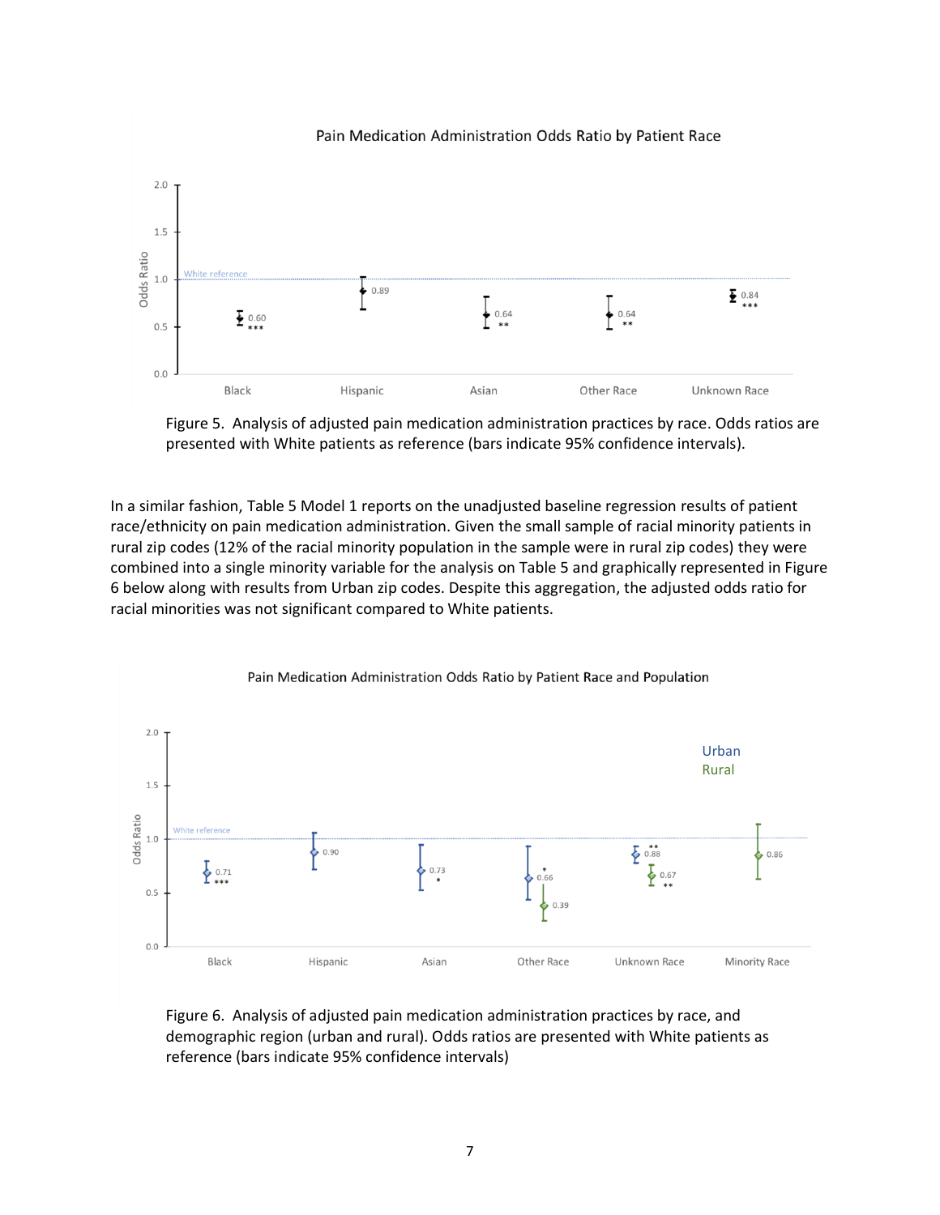Figure 5. Analysis of adjusted pain medication administration practices by race. Odds ratios are presented with White patients as reference (bars indicate 95% confidence intervals).

In a similar fashion, Table 5 Model 1 reports on the unadjusted baseline regression results of patient race/ethnicity on pain medication administration. Given the small sample of racial minority patients in rural zip codes (12% of the racial minority population in the sample were in rural zip codes) they were combined into a single minority variable for the analysis on Table 5 and graphically represented in Figure 6 below along with results from Urban zip codes. Despite this aggregation, the adjusted odds ratio for racial minorities was not significant compared to White patients.

Figure 6. Analysis of adjusted pain medication administration practices by race, and demographic region (urban and rural). Odds ratios are presented with White patients as reference (bars indicate 95% confidence intervals)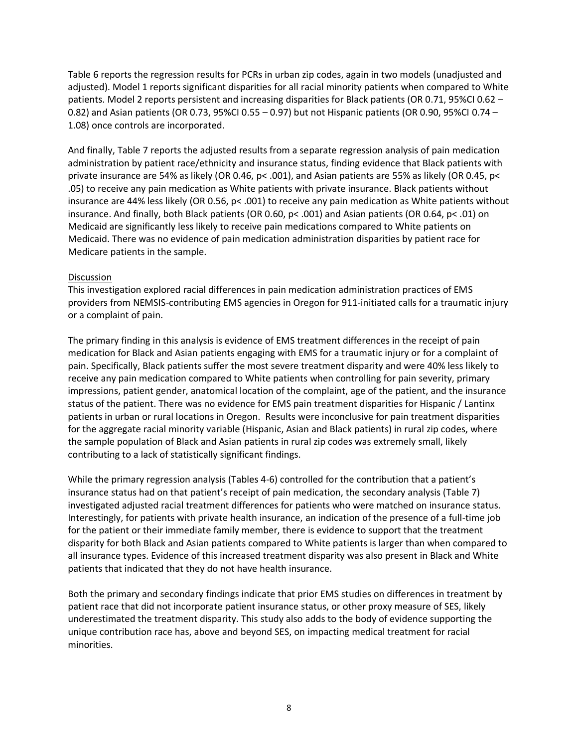Table 6 reports the regression results for PCRs in urban zip codes, again in two models (unadjusted and adjusted). Model 1 reports significant disparities for all racial minority patients when compared to White patients. Model 2 reports persistent and increasing disparities for Black patients (OR 0.71, 95%CI 0.62 – 0.82) and Asian patients (OR 0.73, 95%CI 0.55 – 0.97) but not Hispanic patients (OR 0.90, 95%CI 0.74 – 1.08) once controls are incorporated.

And finally, Table 7 reports the adjusted results from a separate regression analysis of pain medication administration by patient race/ethnicity and insurance status, finding evidence that Black patients with private insurance are 54% as likely (OR 0.46, $p < .001$), and Asian patients are 55% as likely (OR 0.45, $p < .05$) to receive any pain medication as White patients with private insurance. Black patients without insurance are 44% less likely (OR 0.56, $p < .001$) to receive any pain medication as White patients without insurance. And finally, both Black patients (OR 0.60, $p < .001$) and Asian patients (OR 0.64, $p < .01$) on Medicaid are significantly less likely to receive pain medications compared to White patients on Medicaid. There was no evidence of pain medication administration disparities by patient race for Medicare patients in the sample.

## Discussion

This investigation explored racial differences in pain medication administration practices of EMS providers from NEMSIS-contributing EMS agencies in Oregon for 911-initiated calls for a traumatic injury or a complaint of pain.

The primary finding in this analysis is evidence of EMS treatment differences in the receipt of pain medication for Black and Asian patients engaging with EMS for a traumatic injury or for a complaint of pain. Specifically, Black patients suffer the most severe treatment disparity and were 40% less likely to receive any pain medication compared to White patients when controlling for pain severity, primary impressions, patient gender, anatomical location of the complaint, age of the patient, and the insurance status of the patient. There was no evidence for EMS pain treatment disparities for Hispanic / Lantinx patients in urban or rural locations in Oregon. Results were inconclusive for pain treatment disparities for the aggregate racial minority variable (Hispanic, Asian and Black patients) in rural zip codes, where the sample population of Black and Asian patients in rural zip codes was extremely small, likely contributing to a lack of statistically significant findings.

While the primary regression analysis (Tables 4-6) controlled for the contribution that a patient's insurance status had on that patient's receipt of pain medication, the secondary analysis (Table 7) investigated adjusted racial treatment differences for patients who were matched on insurance status. Interestingly, for patients with private health insurance, an indication of the presence of a full-time job for the patient or their immediate family member, there is evidence to support that the treatment disparity for both Black and Asian patients compared to White patients is larger than when compared to all insurance types. Evidence of this increased treatment disparity was also present in Black and White patients that indicated that they do not have health insurance.

Both the primary and secondary findings indicate that prior EMS studies on differences in treatment by patient race that did not incorporate patient insurance status, or other proxy measure of SES, likely underestimated the treatment disparity. This study also adds to the body of evidence supporting the unique contribution race has, above and beyond SES, on impacting medical treatment for racial minorities.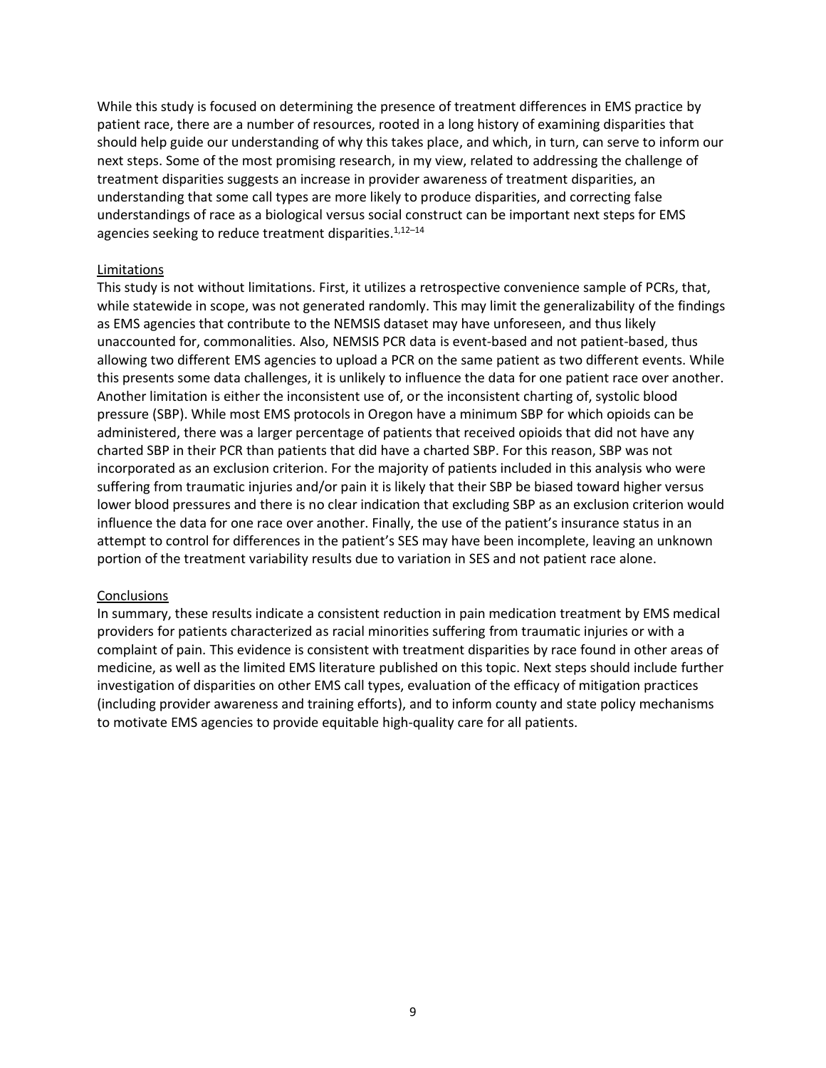While this study is focused on determining the presence of treatment differences in EMS practice by patient race, there are a number of resources, rooted in a long history of examining disparities that should help guide our understanding of why this takes place, and which, in turn, can serve to inform our next steps. Some of the most promising research, in my view, related to addressing the challenge of treatment disparities suggests an increase in provider awareness of treatment disparities, an understanding that some call types are more likely to produce disparities, and correcting false understandings of race as a biological versus social construct can be important next steps for EMS agencies seeking to reduce treatment disparities.[1,12–14]

## Limitations

This study is not without limitations. First, it utilizes a retrospective convenience sample of PCRs, that, while statewide in scope, was not generated randomly. This may limit the generalizability of the findings as EMS agencies that contribute to the NEMSIS dataset may have unforeseen, and thus likely unaccounted for, commonalities. Also, NEMSIS PCR data is event-based and not patient-based, thus allowing two different EMS agencies to upload a PCR on the same patient as two different events. While this presents some data challenges, it is unlikely to influence the data for one patient race over another. Another limitation is either the inconsistent use of, or the inconsistent charting of, systolic blood pressure (SBP). While most EMS protocols in Oregon have a minimum SBP for which opioids can be administered, there was a larger percentage of patients that received opioids that did not have any charted SBP in their PCR than patients that did have a charted SBP. For this reason, SBP was not incorporated as an exclusion criterion. For the majority of patients included in this analysis who were suffering from traumatic injuries and/or pain it is likely that their SBP be biased toward higher versus lower blood pressures and there is no clear indication that excluding SBP as an exclusion criterion would influence the data for one race over another. Finally, the use of the patient's insurance status in an attempt to control for differences in the patient's SES may have been incomplete, leaving an unknown portion of the treatment variability results due to variation in SES and not patient race alone.

## Conclusions

In summary, these results indicate a consistent reduction in pain medication treatment by EMS medical providers for patients characterized as racial minorities suffering from traumatic injuries or with a complaint of pain. This evidence is consistent with treatment disparities by race found in other areas of medicine, as well as the limited EMS literature published on this topic. Next steps should include further investigation of disparities on other EMS call types, evaluation of the efficacy of mitigation practices (including provider awareness and training efforts), and to inform county and state policy mechanisms to motivate EMS agencies to provide equitable high-quality care for all patients.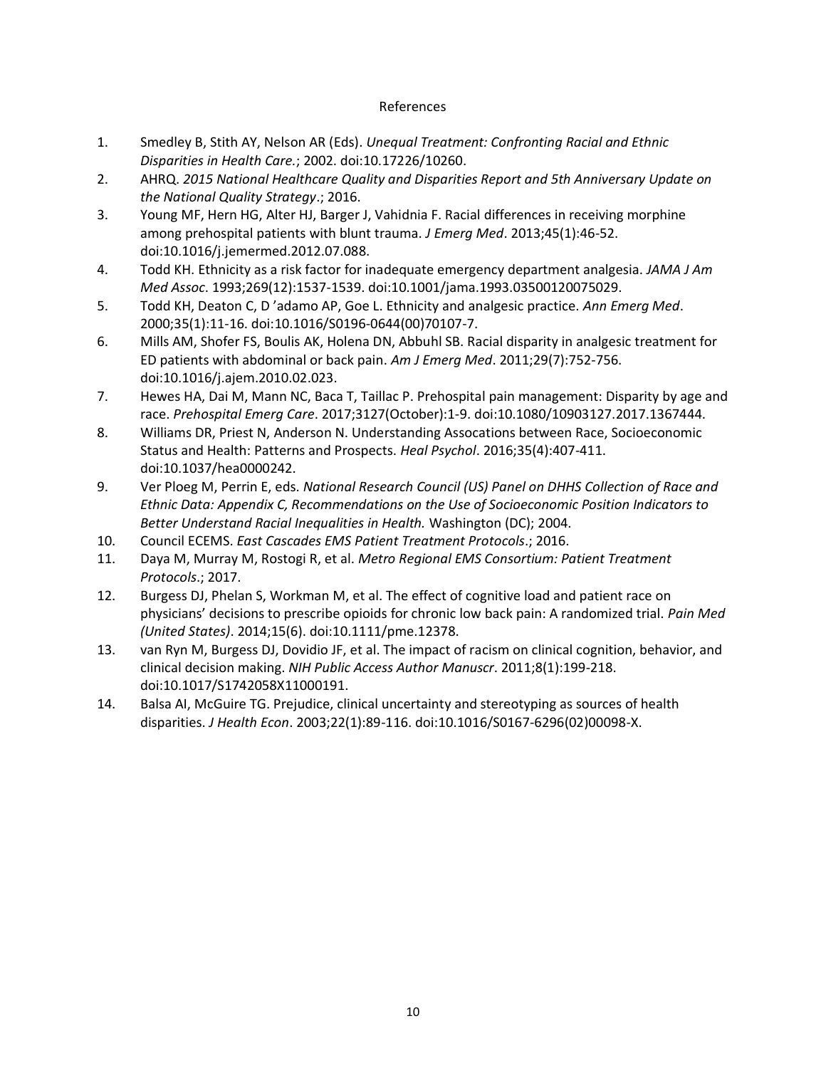# References

1. Smedley B, Stith AY, Nelson AR (Eds). *Unequal Treatment: Confronting Racial and Ethnic Disparities in Health Care.*; 2002. doi:10.17226/10260.
2. AHRQ. *2015 National Healthcare Quality and Disparities Report and 5th Anniversary Update on the National Quality Strategy*.; 2016.
3. Young MF, Hern HG, Alter HJ, Barger J, Vahidnia F. Racial differences in receiving morphine among prehospital patients with blunt trauma. *J Emerg Med*. 2013;45(1):46-52. doi:10.1016/j.jemermed.2012.07.088.
4. Todd KH. Ethnicity as a risk factor for inadequate emergency department analgesia. *JAMA J Am Med Assoc*. 1993;269(12):1537-1539. doi:10.1001/jama.1993.03500120075029.
5. Todd KH, Deaton C, D 'adamo AP, Goe L. Ethnicity and analgesic practice. *Ann Emerg Med*. 2000;35(1):11-16. doi:10.1016/S0196-0644(00)70107-7.
6. Mills AM, Shofer FS, Boulis AK, Holena DN, Abbuhl SB. Racial disparity in analgesic treatment for ED patients with abdominal or back pain. *Am J Emerg Med*. 2011;29(7):752-756. doi:10.1016/j.ajem.2010.02.023.
7. Hewes HA, Dai M, Mann NC, Baca T, Taillac P. Prehospital pain management: Disparity by age and race. *Prehospital Emerg Care*. 2017;3127(October):1-9. doi:10.1080/10903127.2017.1367444.
8. Williams DR, Priest N, Anderson N. Understanding Assocations between Race, Socioeconomic Status and Health: Patterns and Prospects. *Heal Psychol*. 2016;35(4):407-411. doi:10.1037/hea0000242.
9. Ver Ploeg M, Perrin E, eds. *National Research Council (US) Panel on DHHS Collection of Race and Ethnic Data: Appendix C, Recommendations on the Use of Socioeconomic Position Indicators to Better Understand Racial Inequalities in Health.* Washington (DC); 2004.
10. Council ECEMS. *East Cascades EMS Patient Treatment Protocols*.; 2016.
11. Daya M, Murray M, Rostogi R, et al. *Metro Regional EMS Consortium: Patient Treatment Protocols*.; 2017.
12. Burgess DJ, Phelan S, Workman M, et al. The effect of cognitive load and patient race on physicians' decisions to prescribe opioids for chronic low back pain: A randomized trial. *Pain Med (United States)*. 2014;15(6). doi:10.1111/pme.12378.
13. van Ryn M, Burgess DJ, Dovidio JF, et al. The impact of racism on clinical cognition, behavior, and clinical decision making. *NIH Public Access Author Manuscr*. 2011;8(1):199-218. doi:10.1017/S1742058X11000191.
14. Balsa AI, McGuire TG. Prejudice, clinical uncertainty and stereotyping as sources of health disparities. *J Health Econ*. 2003;22(1):89-116. doi:10.1016/S0167-6296(02)00098-X.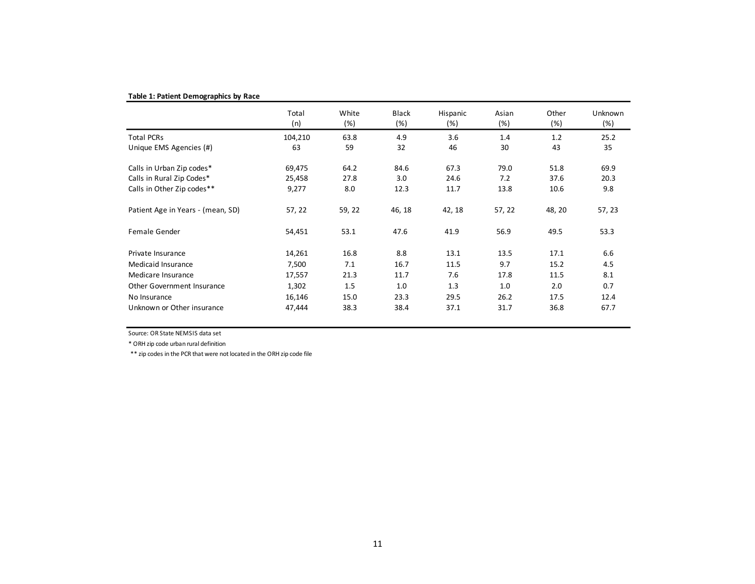**Table 1: Patient Demographics by Race**

| | Total (n) | White (%) | Black (%) | Hispanic (%) | Asian (%) | Other (%) | Unknown (%) |
|---|---|---|---|---|---|---|---|
| Total PCRs | 104,210 | 63.8 | 4.9 | 3.6 | 1.4 | 1.2 | 25.2 |
| Unique EMS Agencies (#) | 63 | 59 | 32 | 46 | 30 | 43 | 35 |
| Calls in Urban Zip codes* | 69,475 | 64.2 | 84.6 | 67.3 | 79.0 | 51.8 | 69.9 |
| Calls in Rural Zip Codes* | 25,458 | 27.8 | 3.0 | 24.6 | 7.2 | 37.6 | 20.3 |
| Calls in Other Zip codes** | 9,277 | 8.0 | 12.3 | 11.7 | 13.8 | 10.6 | 9.8 |
| Patient Age in Years - (mean, SD) | 57, 22 | 59, 22 | 46, 18 | 42, 18 | 57, 22 | 48, 20 | 57, 23 |
| Female Gender | 54,451 | 53.1 | 47.6 | 41.9 | 56.9 | 49.5 | 53.3 |
| Private Insurance | 14,261 | 16.8 | 8.8 | 13.1 | 13.5 | 17.1 | 6.6 |
| Medicaid Insurance | 7,500 | 7.1 | 16.7 | 11.5 | 9.7 | 15.2 | 4.5 |
| Medicare Insurance | 17,557 | 21.3 | 11.7 | 7.6 | 17.8 | 11.5 | 8.1 |
| Other Government Insurance | 1,302 | 1.5 | 1.0 | 1.3 | 1.0 | 2.0 | 0.7 |
| No Insurance | 16,146 | 15.0 | 23.3 | 29.5 | 26.2 | 17.5 | 12.4 |
| Unknown or Other insurance | 47,444 | 38.3 | 38.4 | 37.1 | 31.7 | 36.8 | 67.7 |

Source: OR State NEMSIS data set

* ORH zip code urban rural definition

** zip codes in the PCR that were not located in the ORH zip code file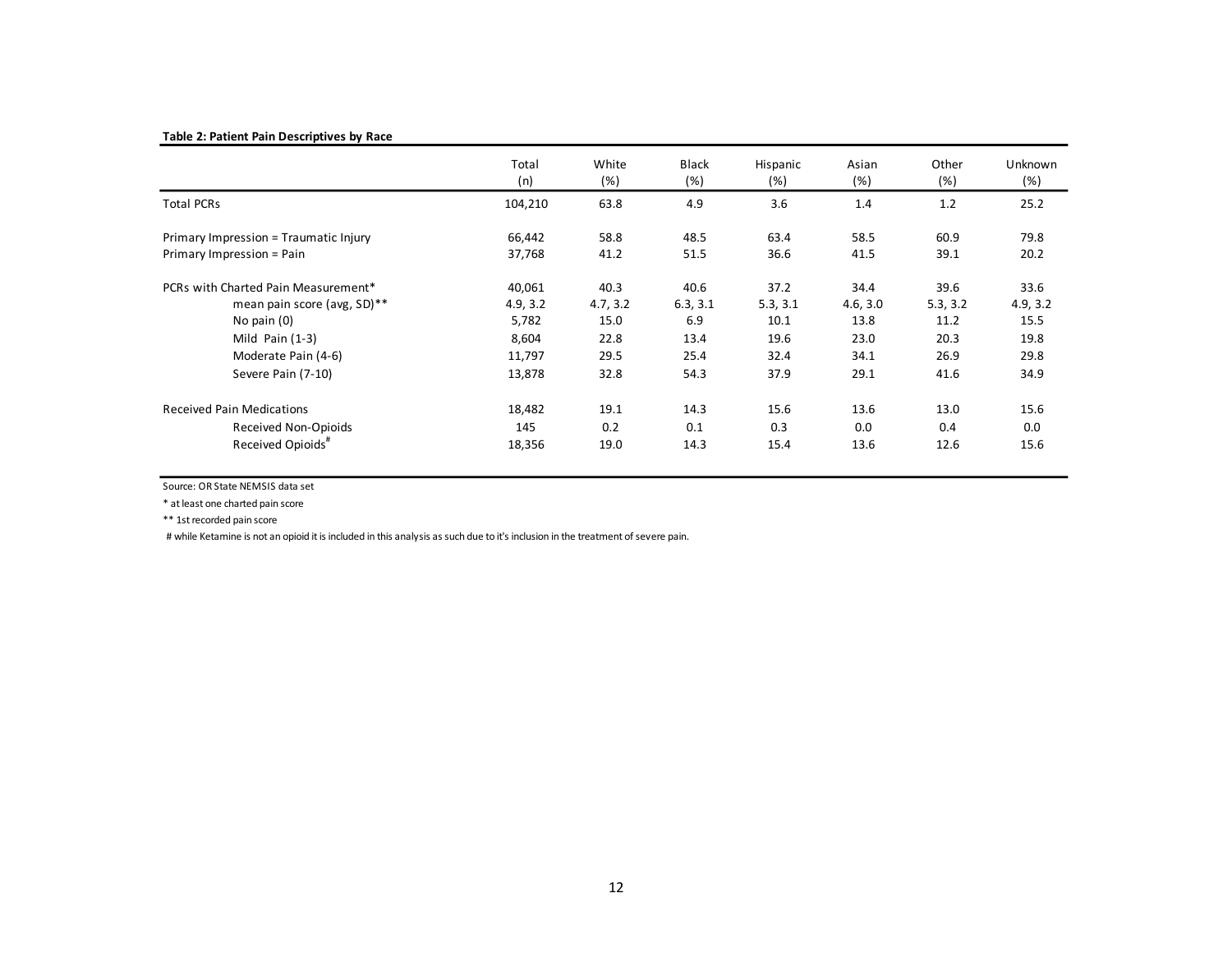**Table 2: Patient Pain Descriptives by Race**

| | Total (n) | White (%) | Black (%) | Hispanic (%) | Asian (%) | Other (%) | Unknown (%) |
|---|---|---|---|---|---|---|---|
| Total PCRs | 104,210 | 63.8 | 4.9 | 3.6 | 1.4 | 1.2 | 25.2 |
| Primary Impression = Traumatic Injury | 66,442 | 58.8 | 48.5 | 63.4 | 58.5 | 60.9 | 79.8 |
| Primary Impression = Pain | 37,768 | 41.2 | 51.5 | 36.6 | 41.5 | 39.1 | 20.2 |
| PCRs with Charted Pain Measurement* | 40,061 | 40.3 | 40.6 | 37.2 | 34.4 | 39.6 | 33.6 |
| mean pain score (avg, SD)** | 4.9, 3.2 | 4.7, 3.2 | 6.3, 3.1 | 5.3, 3.1 | 4.6, 3.0 | 5.3, 3.2 | 4.9, 3.2 |
| No pain (0) | 5,782 | 15.0 | 6.9 | 10.1 | 13.8 | 11.2 | 15.5 |
| Mild Pain (1-3) | 8,604 | 22.8 | 13.4 | 19.6 | 23.0 | 20.3 | 19.8 |
| Moderate Pain (4-6) | 11,797 | 29.5 | 25.4 | 32.4 | 34.1 | 26.9 | 29.8 |
| Severe Pain (7-10) | 13,878 | 32.8 | 54.3 | 37.9 | 29.1 | 41.6 | 34.9 |
| Received Pain Medications | 18,482 | 19.1 | 14.3 | 15.6 | 13.6 | 13.0 | 15.6 |
| Received Non-Opioids | 145 | 0.2 | 0.1 | 0.3 | 0.0 | 0.4 | 0.0 |
| Received Opioids[#] | 18,356 | 19.0 | 14.3 | 15.4 | 13.6 | 12.6 | 15.6 |

Source: OR State NEMSIS data set

\* at least one charted pain score

\*\* 1st recorded pain score

\# while Ketamine is not an opioid it is included in this analysis as such due to it's inclusion in the treatment of severe pain.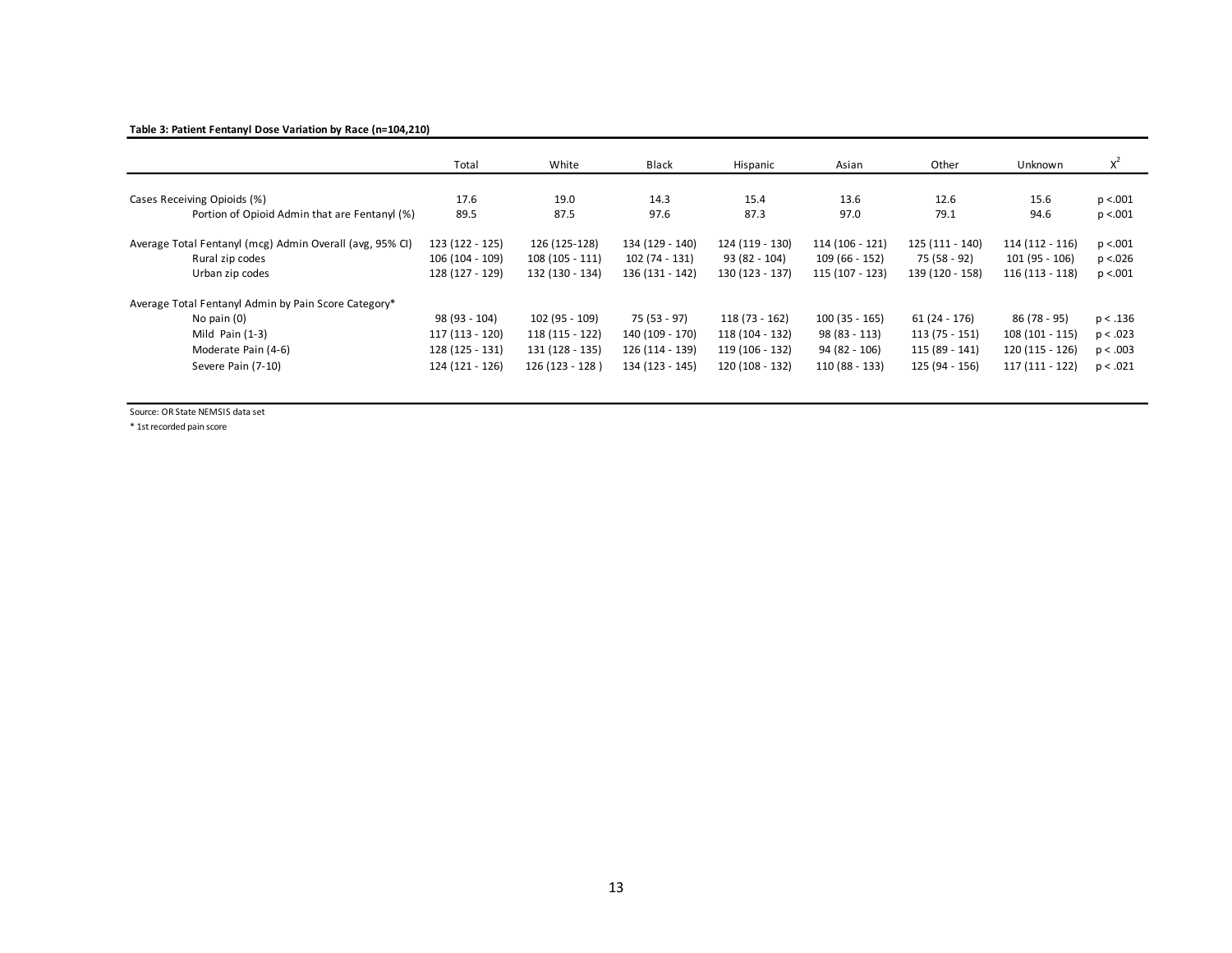**Table 3: Patient Fentanyl Dose Variation by Race (n=104,210)**

| | Total | White | Black | Hispanic | Asian | Other | Unknown | $X^2$ |
|---|---|---|---|---|---|---|---|---|
| Cases Receiving Opioids (%) | 17.6 | 19.0 | 14.3 | 15.4 | 13.6 | 12.6 | 15.6 | p <.001 |
| Portion of Opioid Admin that are Fentanyl (%) | 89.5 | 87.5 | 97.6 | 87.3 | 97.0 | 79.1 | 94.6 | p <.001 |
| Average Total Fentanyl (mcg) Admin Overall (avg, 95% CI) | 123 (122 - 125) | 126 (125-128) | 134 (129 - 140) | 124 (119 - 130) | 114 (106 - 121) | 125 (111 - 140) | 114 (112 - 116) | p <.001 |
| Rural zip codes | 106 (104 - 109) | 108 (105 - 111) | 102 (74 - 131) | 93 (82 - 104) | 109 (66 - 152) | 75 (58 - 92) | 101 (95 - 106) | p <.026 |
| Urban zip codes | 128 (127 - 129) | 132 (130 - 134) | 136 (131 - 142) | 130 (123 - 137) | 115 (107 - 123) | 139 (120 - 158) | 116 (113 - 118) | p <.001 |
| Average Total Fentanyl Admin by Pain Score Category* | | | | | | | | |
| No pain (0) | 98 (93 - 104) | 102 (95 - 109) | 75 (53 - 97) | 118 (73 - 162) | 100 (35 - 165) | 61 (24 - 176) | 86 (78 - 95) | p < .136 |
| Mild Pain (1-3) | 117 (113 - 120) | 118 (115 - 122) | 140 (109 - 170) | 118 (104 - 132) | 98 (83 - 113) | 113 (75 - 151) | 108 (101 - 115) | p < .023 |
| Moderate Pain (4-6) | 128 (125 - 131) | 131 (128 - 135) | 126 (114 - 139) | 119 (106 - 132) | 94 (82 - 106) | 115 (89 - 141) | 120 (115 - 126) | p < .003 |
| Severe Pain (7-10) | 124 (121 - 126) | 126 (123 - 128 ) | 134 (123 - 145) | 120 (108 - 132) | 110 (88 - 133) | 125 (94 - 156) | 117 (111 - 122) | p < .021 |

Source: OR State NEMSIS data set

* 1st recorded pain score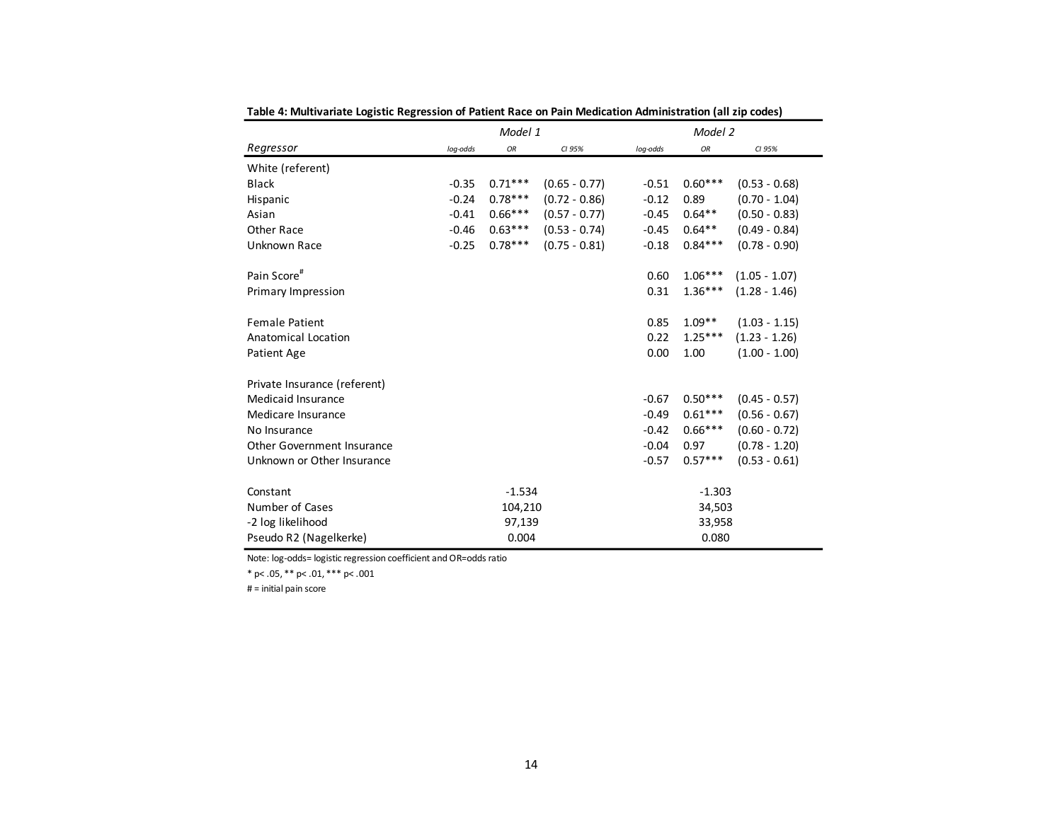**Table 4: Multivariate Logistic Regression of Patient Race on Pain Medication Administration (all zip codes)**

| | *Model 1* | | | *Model 2* | | |
|---|---|---|---|---|---|---|
| *Regressor* | *log-odds* | *OR* | *CI 95%* | *log-odds* | *OR* | *CI 95%* |
| White (referent) | | | | | | |
| Black | -0.35 | 0.71*** | (0.65 - 0.77) | -0.51 | 0.60*** | (0.53 - 0.68) |
| Hispanic | -0.24 | 0.78*** | (0.72 - 0.86) | -0.12 | 0.89 | (0.70 - 1.04) |
| Asian | -0.41 | 0.66*** | (0.57 - 0.77) | -0.45 | 0.64** | (0.50 - 0.83) |
| Other Race | -0.46 | 0.63*** | (0.53 - 0.74) | -0.45 | 0.64** | (0.49 - 0.84) |
| Unknown Race | -0.25 | 0.78*** | (0.75 - 0.81) | -0.18 | 0.84*** | (0.78 - 0.90) |
| Pain Score# | | | | 0.60 | 1.06*** | (1.05 - 1.07) |
| Primary Impression | | | | 0.31 | 1.36*** | (1.28 - 1.46) |
| Female Patient | | | | 0.85 | 1.09** | (1.03 - 1.15) |
| Anatomical Location | | | | 0.22 | 1.25*** | (1.23 - 1.26) |
| Patient Age | | | | 0.00 | 1.00 | (1.00 - 1.00) |
| Private Insurance (referent) | | | | | | |
| Medicaid Insurance | | | | -0.67 | 0.50*** | (0.45 - 0.57) |
| Medicare Insurance | | | | -0.49 | 0.61*** | (0.56 - 0.67) |
| No Insurance | | | | -0.42 | 0.66*** | (0.60 - 0.72) |
| Other Government Insurance | | | | -0.04 | 0.97 | (0.78 - 1.20) |
| Unknown or Other Insurance | | | | -0.57 | 0.57*** | (0.53 - 0.61) |
| Constant | | -1.534 | | | -1.303 | |
| Number of Cases | | 104,210 | | | 34,503 | |
| -2 log likelihood | | 97,139 | | | 33,958 | |
| Pseudo R2 (Nagelkerke) | | 0.004 | | | 0.080 | |

Note: log-odds= logistic regression coefficient and OR=odds ratio

* p< .05, ** p< .01, *** p< .001

# = initial pain score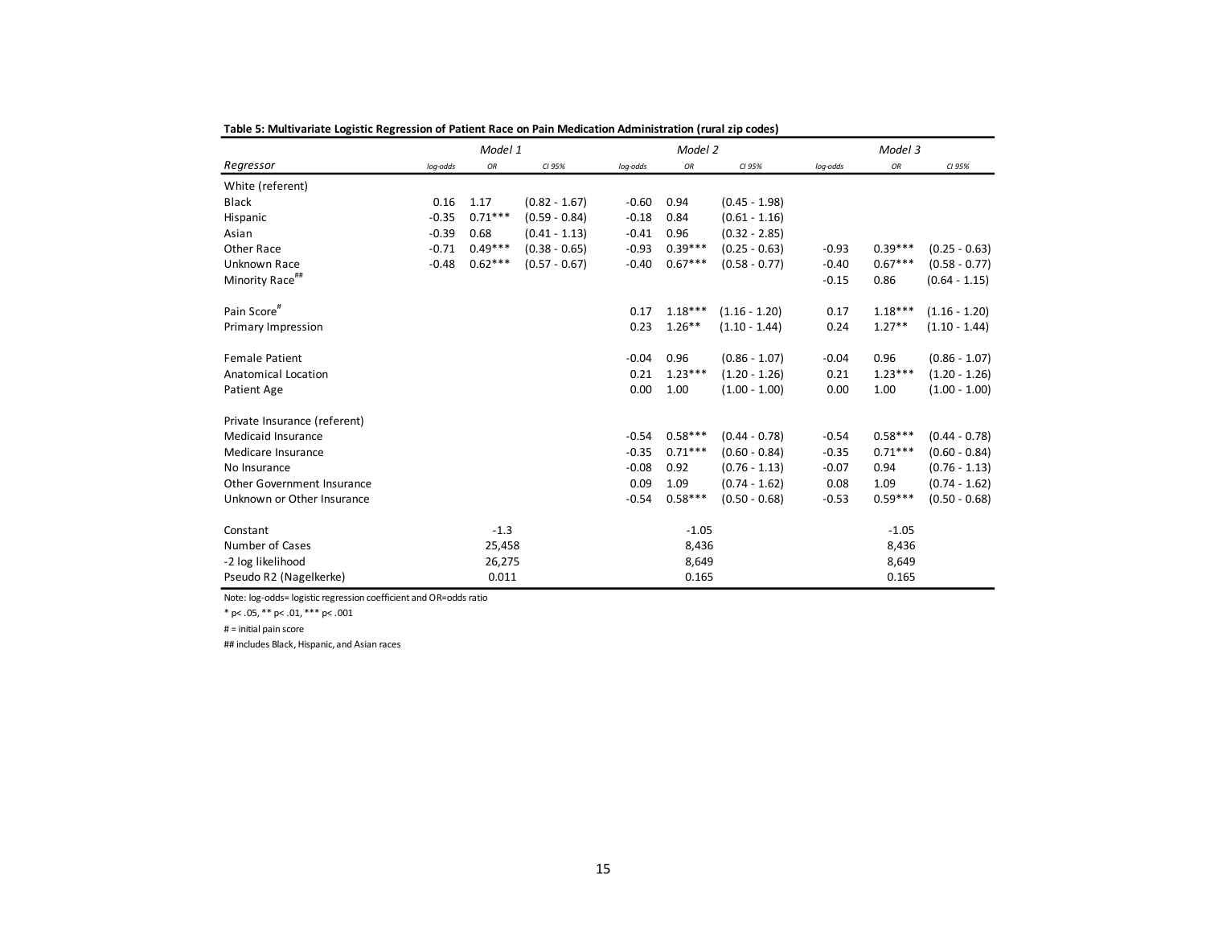**Table 5: Multivariate Logistic Regression of Patient Race on Pain Medication Administration (rural zip codes)**

| | *Model 1* | | | *Model 2* | | | *Model 3* | | |
|---|---|---|---|---|---|---|---|---|---|
| *Regressor* | *log-odds* | *OR* | *CI 95%* | *log-odds* | *OR* | *CI 95%* | *log-odds* | *OR* | *CI 95%* |
| White (referent) | | | | | | | | | |
| Black | 0.16 | 1.17 | (0.82 - 1.67) | -0.60 | 0.94 | (0.45 - 1.98) | | | |
| Hispanic | -0.35 | 0.71*** | (0.59 - 0.84) | -0.18 | 0.84 | (0.61 - 1.16) | | | |
| Asian | -0.39 | 0.68 | (0.41 - 1.13) | -0.41 | 0.96 | (0.32 - 2.85) | | | |
| Other Race | -0.71 | 0.49*** | (0.38 - 0.65) | -0.93 | 0.39*** | (0.25 - 0.63) | -0.93 | 0.39*** | (0.25 - 0.63) |
| Unknown Race | -0.48 | 0.62*** | (0.57 - 0.67) | -0.40 | 0.67*** | (0.58 - 0.77) | -0.40 | 0.67*** | (0.58 - 0.77) |
| Minority Race## | | | | | | | -0.15 | 0.86 | (0.64 - 1.15) |
| Pain Score# | | | | 0.17 | 1.18*** | (1.16 - 1.20) | 0.17 | 1.18*** | (1.16 - 1.20) |
| Primary Impression | | | | 0.23 | 1.26** | (1.10 - 1.44) | 0.24 | 1.27** | (1.10 - 1.44) |
| Female Patient | | | | -0.04 | 0.96 | (0.86 - 1.07) | -0.04 | 0.96 | (0.86 - 1.07) |
| Anatomical Location | | | | 0.21 | 1.23*** | (1.20 - 1.26) | 0.21 | 1.23*** | (1.20 - 1.26) |
| Patient Age | | | | 0.00 | 1.00 | (1.00 - 1.00) | 0.00 | 1.00 | (1.00 - 1.00) |
| Private Insurance (referent) | | | | | | | | | |
| Medicaid Insurance | | | | -0.54 | 0.58*** | (0.44 - 0.78) | -0.54 | 0.58*** | (0.44 - 0.78) |
| Medicare Insurance | | | | -0.35 | 0.71*** | (0.60 - 0.84) | -0.35 | 0.71*** | (0.60 - 0.84) |
| No Insurance | | | | -0.08 | 0.92 | (0.76 - 1.13) | -0.07 | 0.94 | (0.76 - 1.13) |
| Other Government Insurance | | | | 0.09 | 1.09 | (0.74 - 1.62) | 0.08 | 1.09 | (0.74 - 1.62) |
| Unknown or Other Insurance | | | | -0.54 | 0.58*** | (0.50 - 0.68) | -0.53 | 0.59*** | (0.50 - 0.68) |
| Constant | | -1.3 | | | -1.05 | | | -1.05 | |
| Number of Cases | | 25,458 | | | 8,436 | | | 8,436 | |
| -2 log likelihood | | 26,275 | | | 8,649 | | | 8,649 | |
| Pseudo R2 (Nagelkerke) | | 0.011 | | | 0.165 | | | 0.165 | |

Note: log-odds= logistic regression coefficient and OR=odds ratio

* p< .05, ** p< .01, *** p< .001

# = initial pain score

## includes Black, Hispanic, and Asian races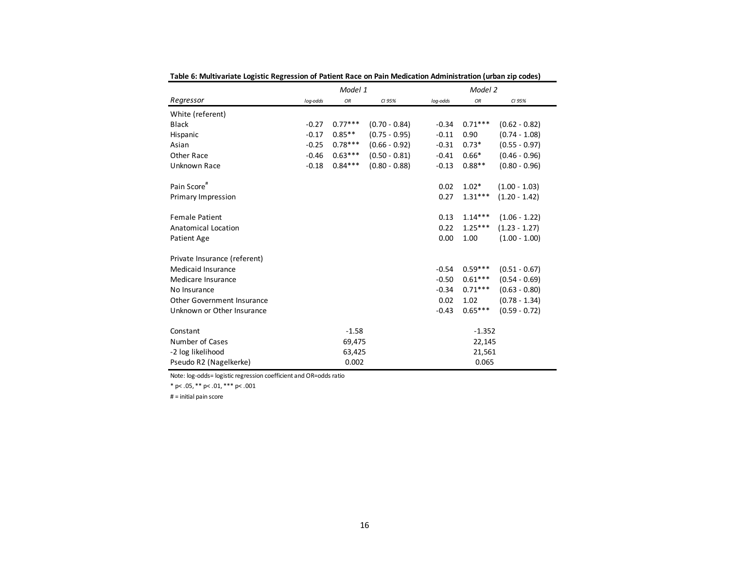**Table 6: Multivariate Logistic Regression of Patient Race on Pain Medication Administration (urban zip codes)**

| | Model 1 | | | Model 2 | | |
|---|---|---|---|---|---|---|
| *Regressor* | *log-odds* | *OR* | *CI 95%* | *log-odds* | *OR* | *CI 95%* |
| White (referent) | | | | | | |
| Black | -0.27 | 0.77*** | (0.70 - 0.84) | -0.34 | 0.71*** | (0.62 - 0.82) |
| Hispanic | -0.17 | 0.85** | (0.75 - 0.95) | -0.11 | 0.90 | (0.74 - 1.08) |
| Asian | -0.25 | 0.78*** | (0.66 - 0.92) | -0.31 | 0.73* | (0.55 - 0.97) |
| Other Race | -0.46 | 0.63*** | (0.50 - 0.81) | -0.41 | 0.66* | (0.46 - 0.96) |
| Unknown Race | -0.18 | 0.84*** | (0.80 - 0.88) | -0.13 | 0.88** | (0.80 - 0.96) |
| Pain Score# | | | | 0.02 | 1.02* | (1.00 - 1.03) |
| Primary Impression | | | | 0.27 | 1.31*** | (1.20 - 1.42) |
| Female Patient | | | | 0.13 | 1.14*** | (1.06 - 1.22) |
| Anatomical Location | | | | 0.22 | 1.25*** | (1.23 - 1.27) |
| Patient Age | | | | 0.00 | 1.00 | (1.00 - 1.00) |
| Private Insurance (referent) | | | | | | |
| Medicaid Insurance | | | | -0.54 | 0.59*** | (0.51 - 0.67) |
| Medicare Insurance | | | | -0.50 | 0.61*** | (0.54 - 0.69) |
| No Insurance | | | | -0.34 | 0.71*** | (0.63 - 0.80) |
| Other Government Insurance | | | | 0.02 | 1.02 | (0.78 - 1.34) |
| Unknown or Other Insurance | | | | -0.43 | 0.65*** | (0.59 - 0.72) |
| Constant | | -1.58 | | | -1.352 | |
| Number of Cases | | 69,475 | | | 22,145 | |
| -2 log likelihood | | 63,425 | | | 21,561 | |
| Pseudo R2 (Nagelkerke) | | 0.002 | | | 0.065 | |

Note: log-odds= logistic regression coefficient and OR=odds ratio

* p< .05, ** p< .01, *** p< .001

# = initial pain score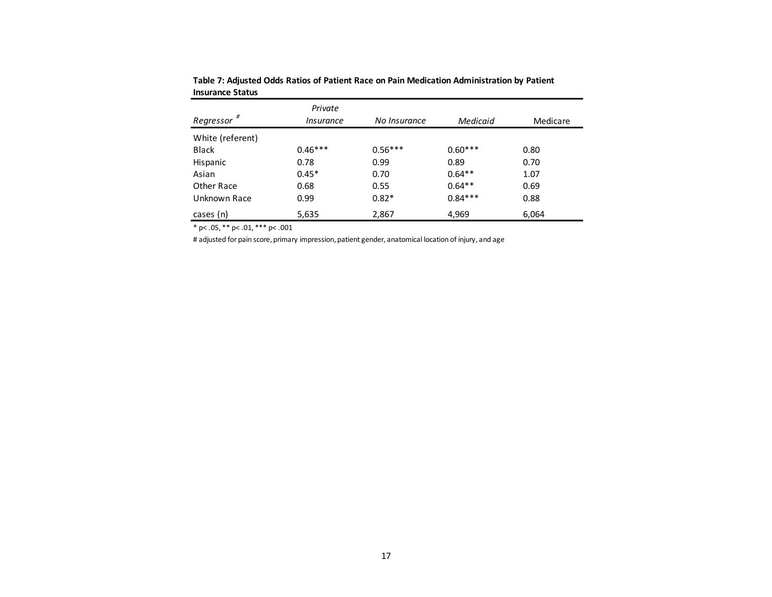**Table 7: Adjusted Odds Ratios of Patient Race on Pain Medication Administration by Patient Insurance Status**

| *Regressor* # | *Private Insurance* | *No Insurance* | *Medicaid* | Medicare |
|---|---|---|---|---|
| White (referent) | | | | |
| Black | 0.46*** | 0.56*** | 0.60*** | 0.80 |
| Hispanic | 0.78 | 0.99 | 0.89 | 0.70 |
| Asian | 0.45* | 0.70 | 0.64** | 1.07 |
| Other Race | 0.68 | 0.55 | 0.64** | 0.69 |
| Unknown Race | 0.99 | 0.82* | 0.84*** | 0.88 |
| cases (n) | 5,635 | 2,867 | 4,969 | 6,064 |

\* $p < .05$, ** $p < .01$, *** $p < .001$

# adjusted for pain score, primary impression, patient gender, anatomical location of injury, and age